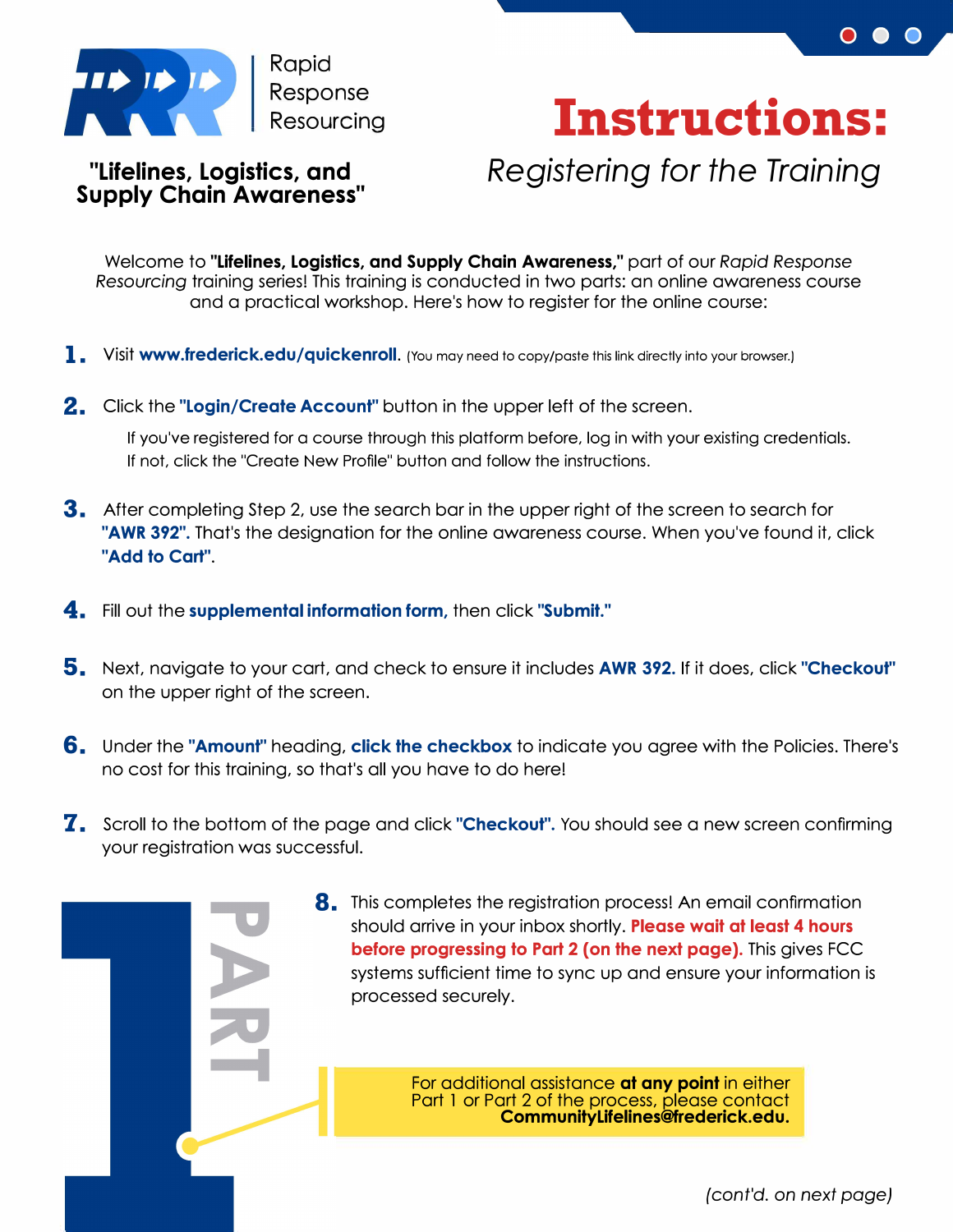Rapid Response Resourcing

**"Lifelines, Logistics, and Supply Chain Awareness"**

# Instructions:

## *Registering for the Training*

Welcome to **"Lifelines, Logistics, and Supply Chain Awareness,"** part of our *Rapid Response Resourcing* training series! This training is conducted in two parts: an online awareness course and a practical workshop. Here's how to register for the online course:

1. Visit **www.frederick.edu/quickenroll**. (You may need to copy/paste this link directly into your browser.)

2. Click the **"Login/Create Account"** button in the upper left of the screen.

   If you've registered for a course through this platform before, log in with your existing credentials. If not, click the "Create New Profile" button and follow the instructions.

3. After completing Step 2, use the search bar in the upper right of the screen to search for **"AWR 392".** That's the designation for the online awareness course. When you've found it, click **"Add to Cart".**

4. Fill out the **supplemental information form,** then click **"Submit."**

5. Next, navigate to your cart, and check to ensure it includes **AWR 392.** If it does, click **"Checkout"** on the upper right of the screen.

6. Under the **"Amount"** heading, **click the checkbox** to indicate you agree with the Policies. There's no cost for this training, so that's all you have to do here!

7. Scroll to the bottom of the page and click **"Checkout".** You should see a new screen confirming your registration was successful.

### PART 1

8. This completes the registration process! An email confirmation should arrive in your inbox shortly. **Please wait at least 4 hours before progressing to Part 2 (on the next page).** This gives FCC systems sufficient time to sync up and ensure your information is processed securely.

For additional assistance **at any point** in either Part 1 or Part 2 of the process, please contact **CommunityLifelines@frederick.edu.**

*(cont'd. on next page)*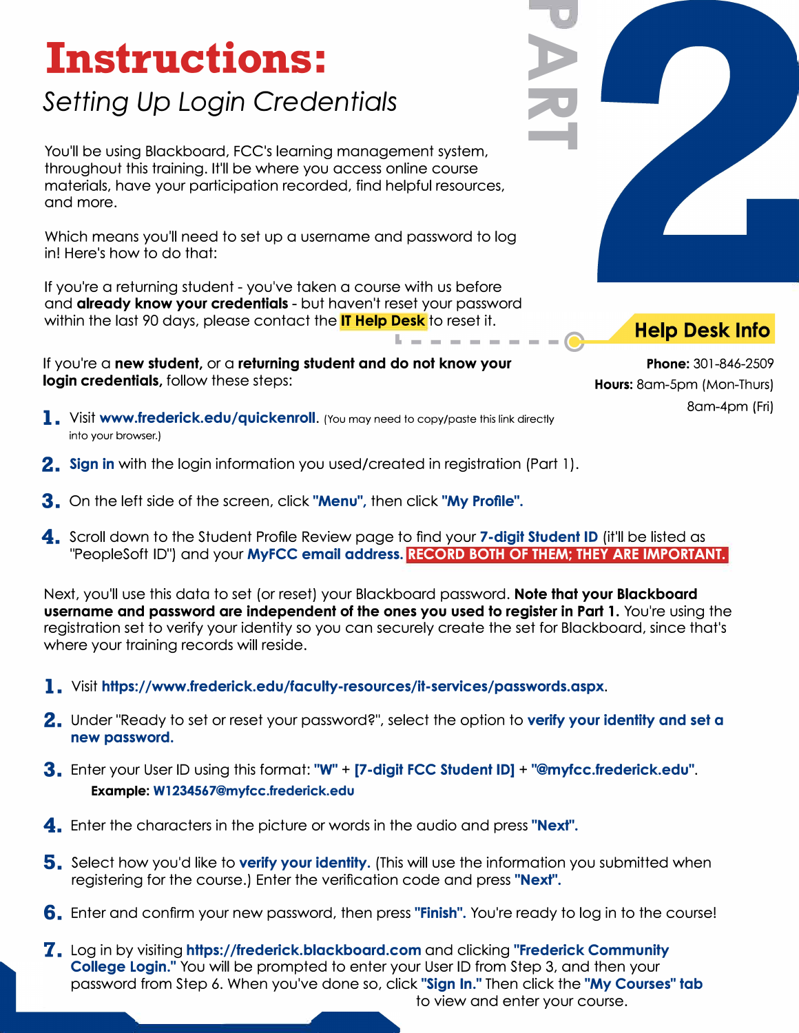# Instructions:

*Setting Up Login Credentials*

PART 2

You'll be using Blackboard, FCC's learning management system, throughout this training. It'll be where you access online course materials, have your participation recorded, find helpful resources, and more.

Which means you'll need to set up a username and password to log in! Here's how to do that:

If you're a returning student - you've taken a course with us before and **already know your credentials** - but haven't reset your password within the last 90 days, please contact the **IT Help Desk** to reset it.

## Help Desk Info

**Phone:** 301-846-2509
**Hours:** 8am-5pm (Mon-Thurs)
8am-4pm (Fri)

If you're a **new student,** or a **returning student and do not know your login credentials,** follow these steps:

1. Visit **www.frederick.edu/quickenroll.** (You may need to copy/paste this link directly into your browser.)
2. **Sign in** with the login information you used/created in registration (Part 1).
3. On the left side of the screen, click **"Menu",** then click **"My Profile".**
4. Scroll down to the Student Profile Review page to find your **7-digit Student ID** (it'll be listed as "PeopleSoft ID") and your **MyFCC email address. RECORD BOTH OF THEM; THEY ARE IMPORTANT.**

Next, you'll use this data to set (or reset) your Blackboard password. **Note that your Blackboard username and password are independent of the ones you used to register in Part 1.** You're using the registration set to verify your identity so you can securely create the set for Blackboard, since that's where your training records will reside.

1. Visit **https://www.frederick.edu/faculty-resources/it-services/passwords.aspx**.
2. Under "Ready to set or reset your password?", select the option to **verify your identity and set a new password.**
3. Enter your User ID using this format: **"W"** + **[7-digit FCC Student ID]** + **"@myfcc.frederick.edu"**.
   **Example: W1234567@myfcc.frederick.edu**
4. Enter the characters in the picture or words in the audio and press **"Next".**
5. Select how you'd like to **verify your identity.** (This will use the information you submitted when registering for the course.) Enter the verification code and press **"Next".**
6. Enter and confirm your new password, then press **"Finish".** You're ready to log in to the course!
7. Log in by visiting **https://frederick.blackboard.com** and clicking **"Frederick Community College Login."** You will be prompted to enter your User ID from Step 3, and then your password from Step 6. When you've done so, click **"Sign In."** Then click the **"My Courses" tab** to view and enter your course.